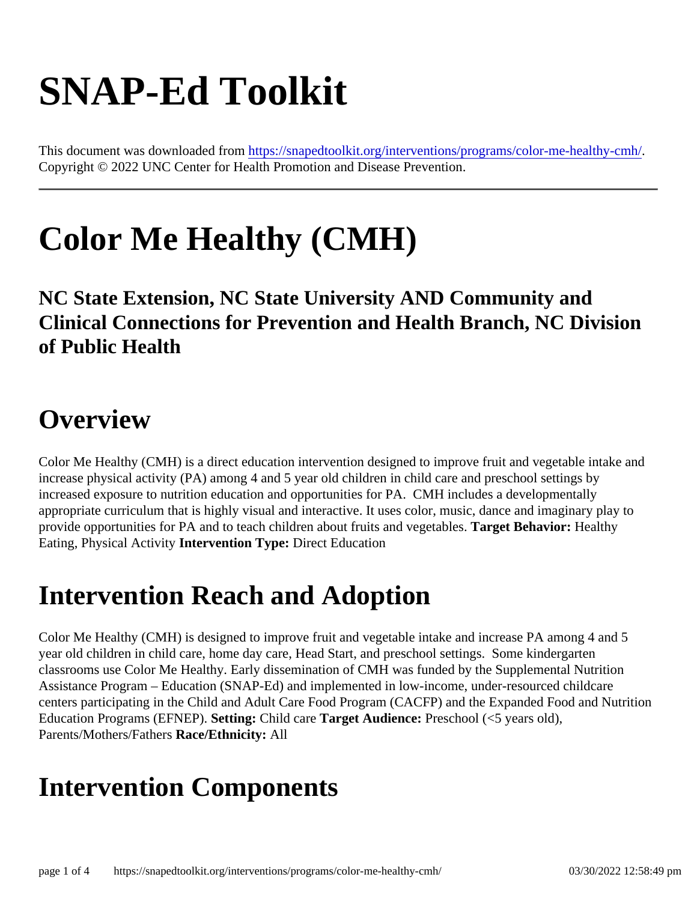# SNAP-Ed Toolkit

This document was downloaded from https://snapedtoolkit.org/interventions/programs/color-me-healthy-cmh/. Copyright © 2022 UNC Center for Health Promotion and Disease Prevention.

---

# Color Me Healthy (CMH)

## NC State Extension, NC State University AND Community and Clinical Connections for Prevention and Health Branch, NC Division of Public Health

# Overview

Color Me Healthy (CMH) is a direct education intervention designed to improve fruit and vegetable intake and increase physical activity (PA) among 4 and 5 year old children in child care and preschool settings by increased exposure to nutrition education and opportunities for PA. CMH includes a developmentally appropriate curriculum that is highly visual and interactive. It uses color, music, dance and imaginary play to provide opportunities for PA and to teach children about fruits and vegetables. **Target Behavior:** Healthy Eating, Physical Activity **Intervention Type:** Direct Education

# Intervention Reach and Adoption

Color Me Healthy (CMH) is designed to improve fruit and vegetable intake and increase PA among 4 and 5 year old children in child care, home day care, Head Start, and preschool settings. Some kindergarten classrooms use Color Me Healthy. Early dissemination of CMH was funded by the Supplemental Nutrition Assistance Program – Education (SNAP-Ed) and implemented in low-income, under-resourced childcare centers participating in the Child and Adult Care Food Program (CACFP) and the Expanded Food and Nutrition Education Programs (EFNEP). **Setting:** Child care **Target Audience:** Preschool (<5 years old), Parents/Mothers/Fathers **Race/Ethnicity:** All

# Intervention Components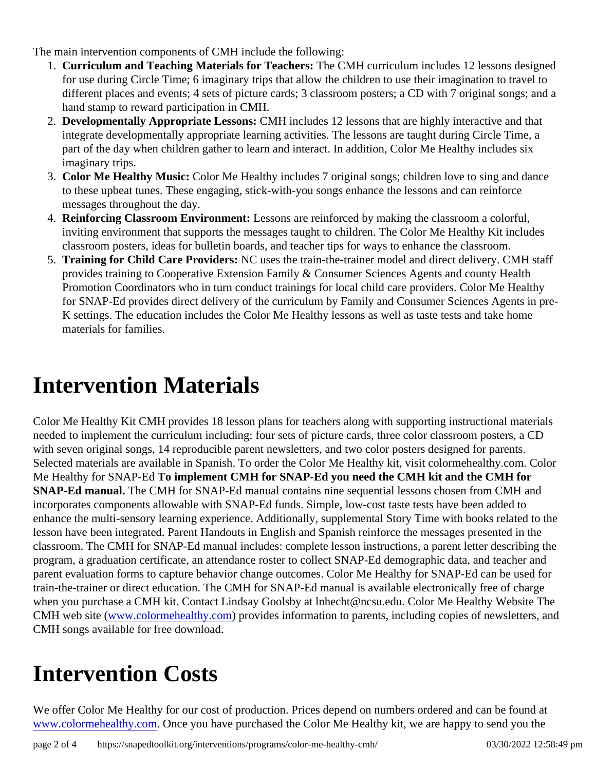The main intervention components of CMH include the following:

1. **Curriculum and Teaching Materials for Teachers:** The CMH curriculum includes 12 lessons designed for use during Circle Time; 6 imaginary trips that allow the children to use their imagination to travel to different places and events; 4 sets of picture cards; 3 classroom posters; a CD with 7 original songs; and a hand stamp to reward participation in CMH.
2. **Developmentally Appropriate Lessons:** CMH includes 12 lessons that are highly interactive and that integrate developmentally appropriate learning activities. The lessons are taught during Circle Time, a part of the day when children gather to learn and interact. In addition, Color Me Healthy includes six imaginary trips.
3. **Color Me Healthy Music:** Color Me Healthy includes 7 original songs; children love to sing and dance to these upbeat tunes. These engaging, stick-with-you songs enhance the lessons and can reinforce messages throughout the day.
4. **Reinforcing Classroom Environment:** Lessons are reinforced by making the classroom a colorful, inviting environment that supports the messages taught to children. The Color Me Healthy Kit includes classroom posters, ideas for bulletin boards, and teacher tips for ways to enhance the classroom.
5. **Training for Child Care Providers:** NC uses the train-the-trainer model and direct delivery. CMH staff provides training to Cooperative Extension Family & Consumer Sciences Agents and county Health Promotion Coordinators who in turn conduct trainings for local child care providers. Color Me Healthy for SNAP-Ed provides direct delivery of the curriculum by Family and Consumer Sciences Agents in pre-K settings. The education includes the Color Me Healthy lessons as well as taste tests and take home materials for families.

# Intervention Materials

Color Me Healthy Kit CMH provides 18 lesson plans for teachers along with supporting instructional materials needed to implement the curriculum including: four sets of picture cards, three color classroom posters, a CD with seven original songs, 14 reproducible parent newsletters, and two color posters designed for parents. Selected materials are available in Spanish. To order the Color Me Healthy kit, visit colormehealthy.com. Color Me Healthy for SNAP-Ed **To implement CMH for SNAP-Ed you need the CMH kit and the CMH for SNAP-Ed manual.** The CMH for SNAP-Ed manual contains nine sequential lessons chosen from CMH and incorporates components allowable with SNAP-Ed funds. Simple, low-cost taste tests have been added to enhance the multi-sensory learning experience. Additionally, supplemental Story Time with books related to the lesson have been integrated. Parent Handouts in English and Spanish reinforce the messages presented in the classroom. The CMH for SNAP-Ed manual includes: complete lesson instructions, a parent letter describing the program, a graduation certificate, an attendance roster to collect SNAP-Ed demographic data, and teacher and parent evaluation forms to capture behavior change outcomes. Color Me Healthy for SNAP-Ed can be used for train-the-trainer or direct education. The CMH for SNAP-Ed manual is available electronically free of charge when you purchase a CMH kit. Contact Lindsay Goolsby at lnhecht@ncsu.edu. Color Me Healthy Website The CMH web site ([www.colormehealthy.com](http://www.colormehealthy.com)) provides information to parents, including copies of newsletters, and CMH songs available for free download.

# Intervention Costs

We offer Color Me Healthy for our cost of production. Prices depend on numbers ordered and can be found at [www.colormehealthy.com](http://www.colormehealthy.com). Once you have purchased the Color Me Healthy kit, we are happy to send you the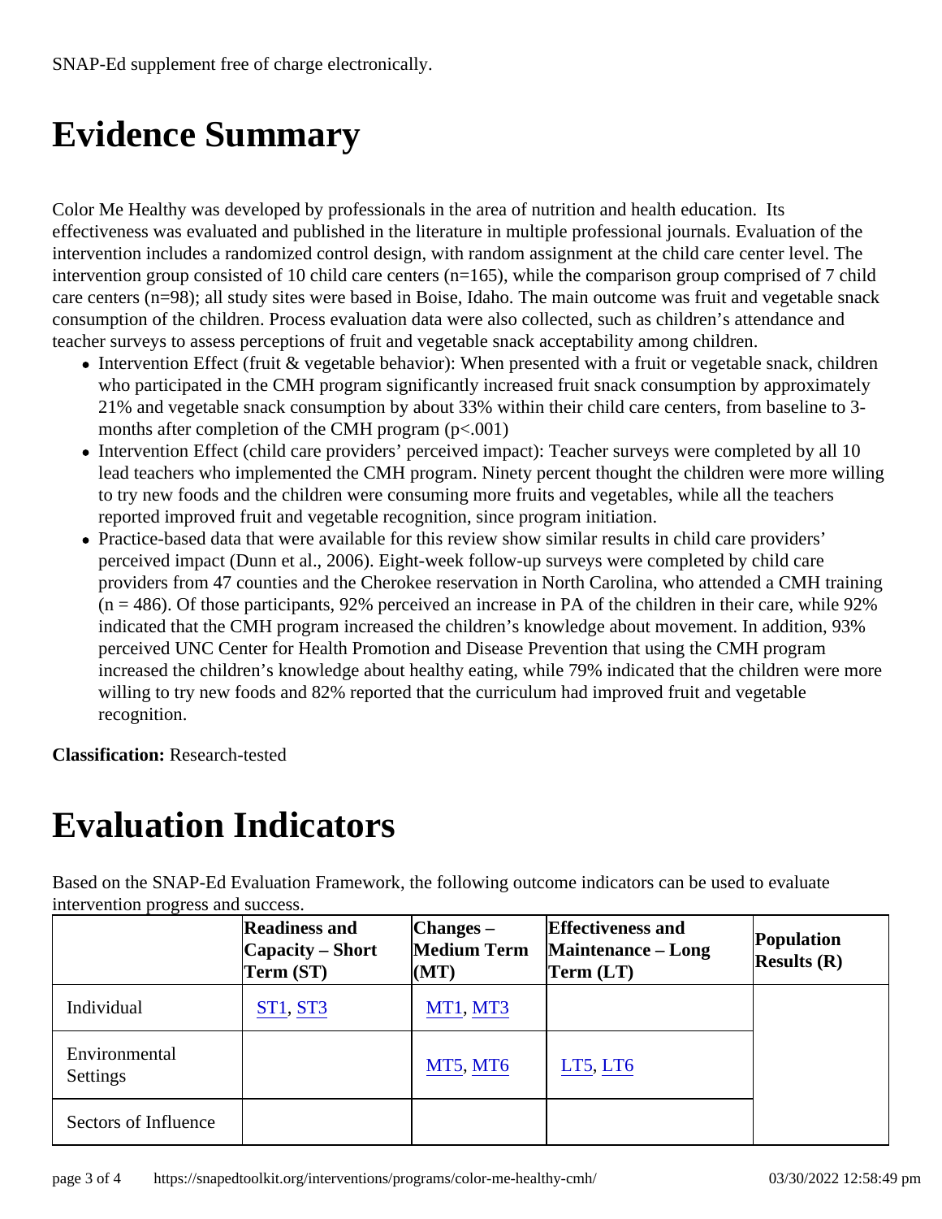SNAP-Ed supplement free of charge electronically.

# Evidence Summary

Color Me Healthy was developed by professionals in the area of nutrition and health education. Its effectiveness was evaluated and published in the literature in multiple professional journals. Evaluation of the intervention includes a randomized control design, with random assignment at the child care center level. The intervention group consisted of 10 child care centers (n=165), while the comparison group comprised of 7 child care centers (n=98); all study sites were based in Boise, Idaho. The main outcome was fruit and vegetable snack consumption of the children. Process evaluation data were also collected, such as children's attendance and teacher surveys to assess perceptions of fruit and vegetable snack acceptability among children.

- Intervention Effect (fruit & vegetable behavior): When presented with a fruit or vegetable snack, children who participated in the CMH program significantly increased fruit snack consumption by approximately 21% and vegetable snack consumption by about 33% within their child care centers, from baseline to 3-months after completion of the CMH program ($p<.001$)
- Intervention Effect (child care providers' perceived impact): Teacher surveys were completed by all 10 lead teachers who implemented the CMH program. Ninety percent thought the children were more willing to try new foods and the children were consuming more fruits and vegetables, while all the teachers reported improved fruit and vegetable recognition, since program initiation.
- Practice-based data that were available for this review show similar results in child care providers' perceived impact (Dunn et al., 2006). Eight-week follow-up surveys were completed by child care providers from 47 counties and the Cherokee reservation in North Carolina, who attended a CMH training (n = 486). Of those participants, 92% perceived an increase in PA of the children in their care, while 92% indicated that the CMH program increased the children's knowledge about movement. In addition, 93% perceived UNC Center for Health Promotion and Disease Prevention that using the CMH program increased the children's knowledge about healthy eating, while 79% indicated that the children were more willing to try new foods and 82% reported that the curriculum had improved fruit and vegetable recognition.

**Classification:** Research-tested

# Evaluation Indicators

Based on the SNAP-Ed Evaluation Framework, the following outcome indicators can be used to evaluate intervention progress and success.

| | Readiness and Capacity – Short Term (ST) | Changes – Medium Term (MT) | Effectiveness and Maintenance – Long Term (LT) | Population Results (R) |
|---|---|---|---|---|
| Individual | ST1, ST3 | MT1, MT3 | | |
| Environmental Settings | | MT5, MT6 | LT5, LT6 | |
| Sectors of Influence | | | | |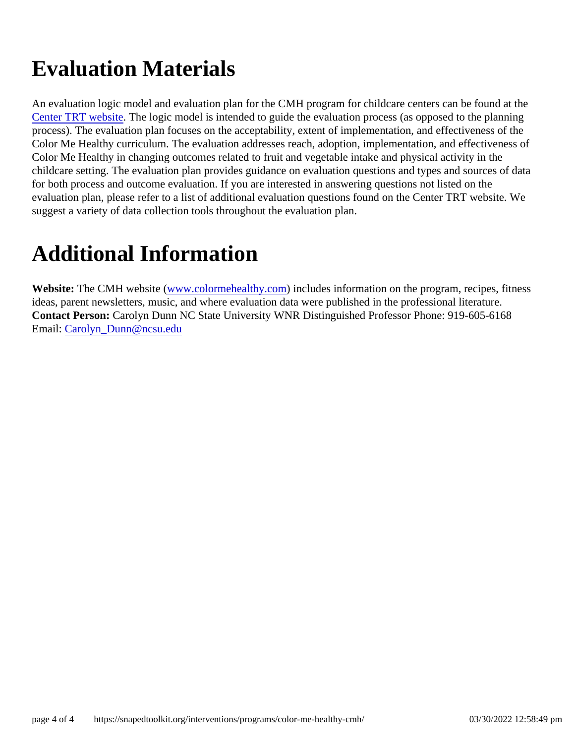# Evaluation Materials

An evaluation logic model and evaluation plan for the CMH program for childcare centers can be found at the Center TRT website. The logic model is intended to guide the evaluation process (as opposed to the planning process). The evaluation plan focuses on the acceptability, extent of implementation, and effectiveness of the Color Me Healthy curriculum. The evaluation addresses reach, adoption, implementation, and effectiveness of Color Me Healthy in changing outcomes related to fruit and vegetable intake and physical activity in the childcare setting. The evaluation plan provides guidance on evaluation questions and types and sources of data for both process and outcome evaluation. If you are interested in answering questions not listed on the evaluation plan, please refer to a list of additional evaluation questions found on the Center TRT website. We suggest a variety of data collection tools throughout the evaluation plan.

# Additional Information

**Website:** The CMH website (www.colormehealthy.com) includes information on the program, recipes, fitness ideas, parent newsletters, music, and where evaluation data were published in the professional literature.
**Contact Person:** Carolyn Dunn NC State University WNR Distinguished Professor Phone: 919-605-6168
Email: Carolyn_Dunn@ncsu.edu